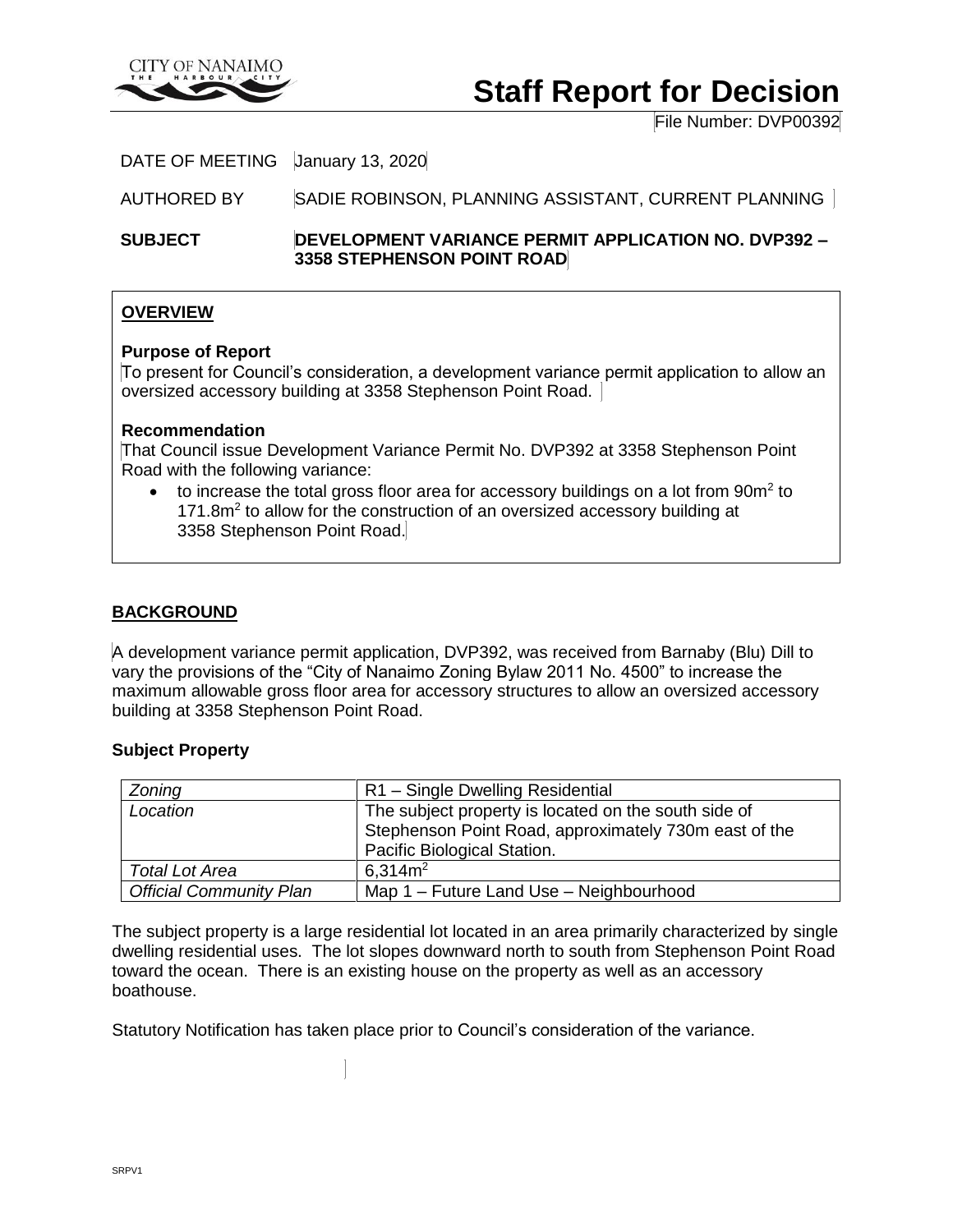CITY OF NANAIMO
THE HARBOUR CITY

# Staff Report for Decision

File Number: DVP00392

DATE OF MEETING January 13, 2020

AUTHORED BY SADIE ROBINSON, PLANNING ASSISTANT, CURRENT PLANNING

**SUBJECT** **DEVELOPMENT VARIANCE PERMIT APPLICATION NO. DVP392 – 3358 STEPHENSON POINT ROAD**

## OVERVIEW

**Purpose of Report**

To present for Council's consideration, a development variance permit application to allow an oversized accessory building at 3358 Stephenson Point Road.

**Recommendation**

That Council issue Development Variance Permit No. DVP392 at 3358 Stephenson Point Road with the following variance:

- to increase the total gross floor area for accessory buildings on a lot from 90m$^2$ to 171.8m$^2$ to allow for the construction of an oversized accessory building at 3358 Stephenson Point Road.

## BACKGROUND

A development variance permit application, DVP392, was received from Barnaby (Blu) Dill to vary the provisions of the "City of Nanaimo Zoning Bylaw 2011 No. 4500" to increase the maximum allowable gross floor area for accessory structures to allow an oversized accessory building at 3358 Stephenson Point Road.

**Subject Property**

| *Zoning* | R1 – Single Dwelling Residential |
|---|---|
| *Location* | The subject property is located on the south side of Stephenson Point Road, approximately 730m east of the Pacific Biological Station. |
| *Total Lot Area* | 6,314m$^2$ |
| *Official Community Plan* | Map 1 – Future Land Use – Neighbourhood |

The subject property is a large residential lot located in an area primarily characterized by single dwelling residential uses. The lot slopes downward north to south from Stephenson Point Road toward the ocean. There is an existing house on the property as well as an accessory boathouse.

Statutory Notification has taken place prior to Council's consideration of the variance.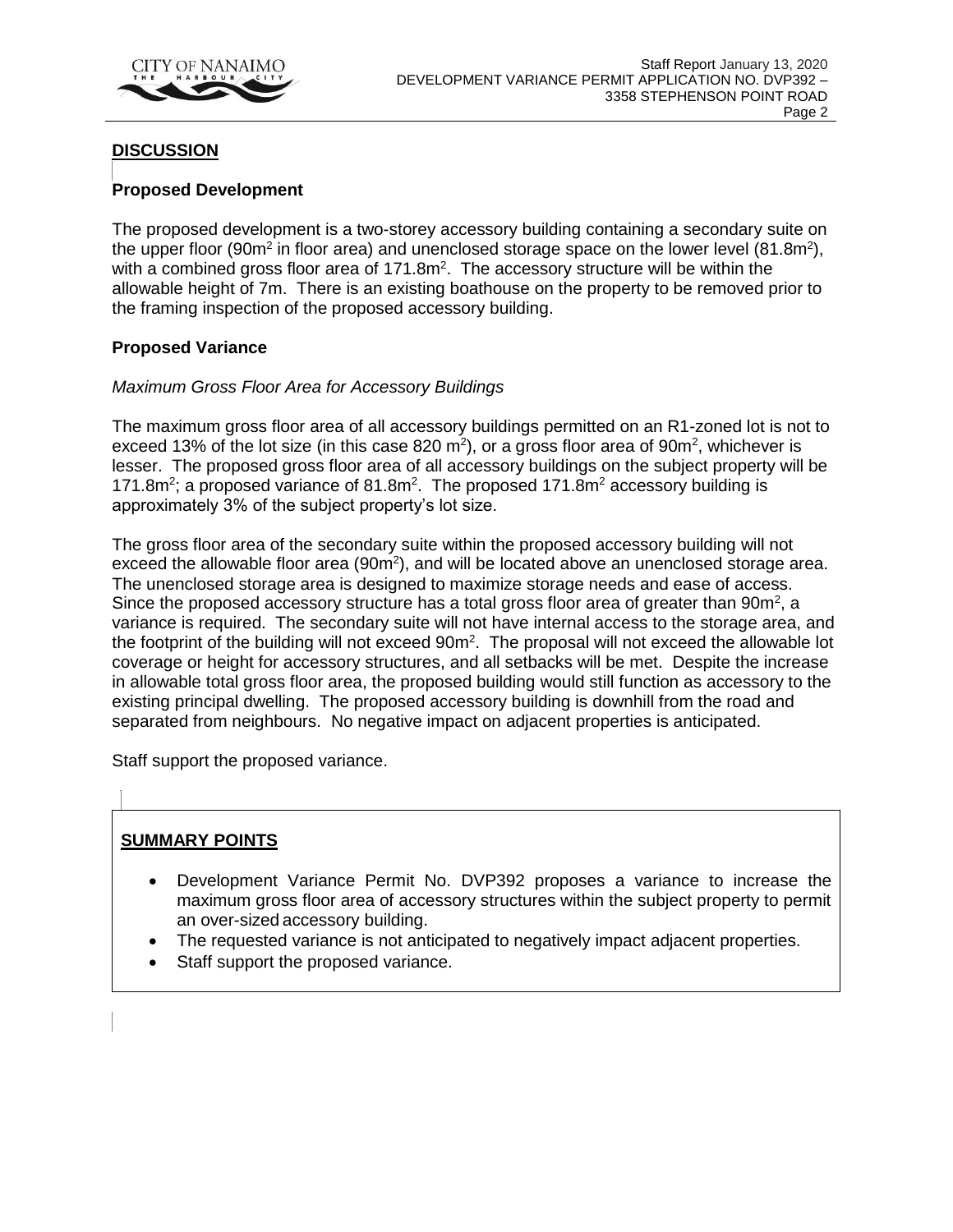## DISCUSSION

### Proposed Development

The proposed development is a two-storey accessory building containing a secondary suite on the upper floor (90m$^2$ in floor area) and unenclosed storage space on the lower level (81.8m$^2$), with a combined gross floor area of 171.8m$^2$. The accessory structure will be within the allowable height of 7m. There is an existing boathouse on the property to be removed prior to the framing inspection of the proposed accessory building.

### Proposed Variance

*Maximum Gross Floor Area for Accessory Buildings*

The maximum gross floor area of all accessory buildings permitted on an R1-zoned lot is not to exceed 13% of the lot size (in this case 820 m$^2$), or a gross floor area of 90m$^2$, whichever is lesser. The proposed gross floor area of all accessory buildings on the subject property will be 171.8m$^2$; a proposed variance of 81.8m$^2$. The proposed 171.8m$^2$ accessory building is approximately 3% of the subject property's lot size.

The gross floor area of the secondary suite within the proposed accessory building will not exceed the allowable floor area (90m$^2$), and will be located above an unenclosed storage area. The unenclosed storage area is designed to maximize storage needs and ease of access. Since the proposed accessory structure has a total gross floor area of greater than 90m$^2$, a variance is required. The secondary suite will not have internal access to the storage area, and the footprint of the building will not exceed 90m$^2$. The proposal will not exceed the allowable lot coverage or height for accessory structures, and all setbacks will be met. Despite the increase in allowable total gross floor area, the proposed building would still function as accessory to the existing principal dwelling. The proposed accessory building is downhill from the road and separated from neighbours. No negative impact on adjacent properties is anticipated.

Staff support the proposed variance.

## SUMMARY POINTS

- Development Variance Permit No. DVP392 proposes a variance to increase the maximum gross floor area of accessory structures within the subject property to permit an over-sized accessory building.
- The requested variance is not anticipated to negatively impact adjacent properties.
- Staff support the proposed variance.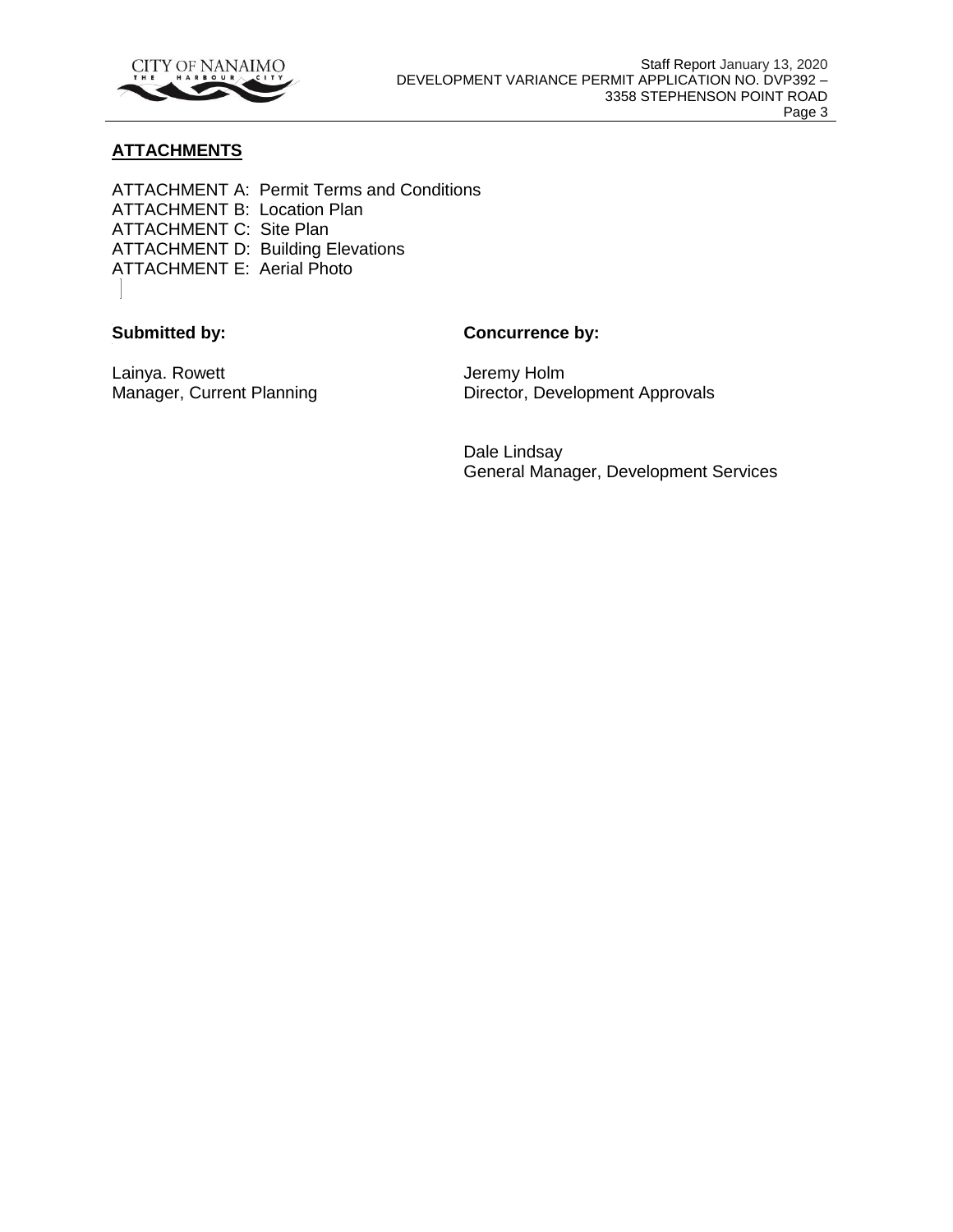**ATTACHMENTS**

ATTACHMENT A: Permit Terms and Conditions
ATTACHMENT B: Location Plan
ATTACHMENT C: Site Plan
ATTACHMENT D: Building Elevations
ATTACHMENT E: Aerial Photo

**Submitted by:**

Lainya. Rowett
Manager, Current Planning

**Concurrence by:**

Jeremy Holm
Director, Development Approvals

Dale Lindsay
General Manager, Development Services